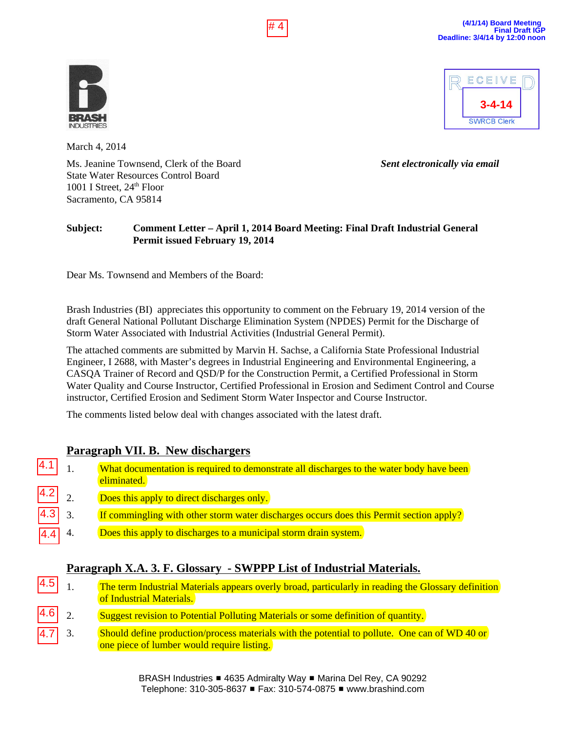# 4

**(4/1/14) Board Meeting**
**Final Draft IGP**
**Deadline: 3/4/14 by 12:00 noon**

BRASH INDUSTRIES

RECEIVED
3-4-14
SWRCB Clerk

March 4, 2014

Ms. Jeanine Townsend, Clerk of the Board
State Water Resources Control Board
1001 I Street, 24th Floor
Sacramento, CA 95814

*Sent electronically via email*

**Subject: Comment Letter – April 1, 2014 Board Meeting: Final Draft Industrial General Permit issued February 19, 2014**

Dear Ms. Townsend and Members of the Board:

Brash Industries (BI) appreciates this opportunity to comment on the February 19, 2014 version of the draft General National Pollutant Discharge Elimination System (NPDES) Permit for the Discharge of Storm Water Associated with Industrial Activities (Industrial General Permit).

The attached comments are submitted by Marvin H. Sachse, a California State Professional Industrial Engineer, I 2688, with Master's degrees in Industrial Engineering and Environmental Engineering, a CASQA Trainer of Record and QSD/P for the Construction Permit, a Certified Professional in Storm Water Quality and Course Instructor, Certified Professional in Erosion and Sediment Control and Course instructor, Certified Erosion and Sediment Storm Water Inspector and Course Instructor.

The comments listed below deal with changes associated with the latest draft.

## Paragraph VII. B. New dischargers

4.1 1. What documentation is required to demonstrate all discharges to the water body have been eliminated.

4.2 2. Does this apply to direct discharges only.

4.3 3. If commingling with other storm water discharges occurs does this Permit section apply?

4.4 4. Does this apply to discharges to a municipal storm drain system.

## Paragraph X.A. 3. F. Glossary - SWPPP List of Industrial Materials.

4.5 1. The term Industrial Materials appears overly broad, particularly in reading the Glossary definition of Industrial Materials.

4.6 2. Suggest revision to Potential Polluting Materials or some definition of quantity.

4.7 3. Should define production/process materials with the potential to pollute. One can of WD 40 or one piece of lumber would require listing.

BRASH Industries ■ 4635 Admiralty Way ■ Marina Del Rey, CA 90292
Telephone: 310-305-8637 ■ Fax: 310-574-0875 ■ www.brashind.com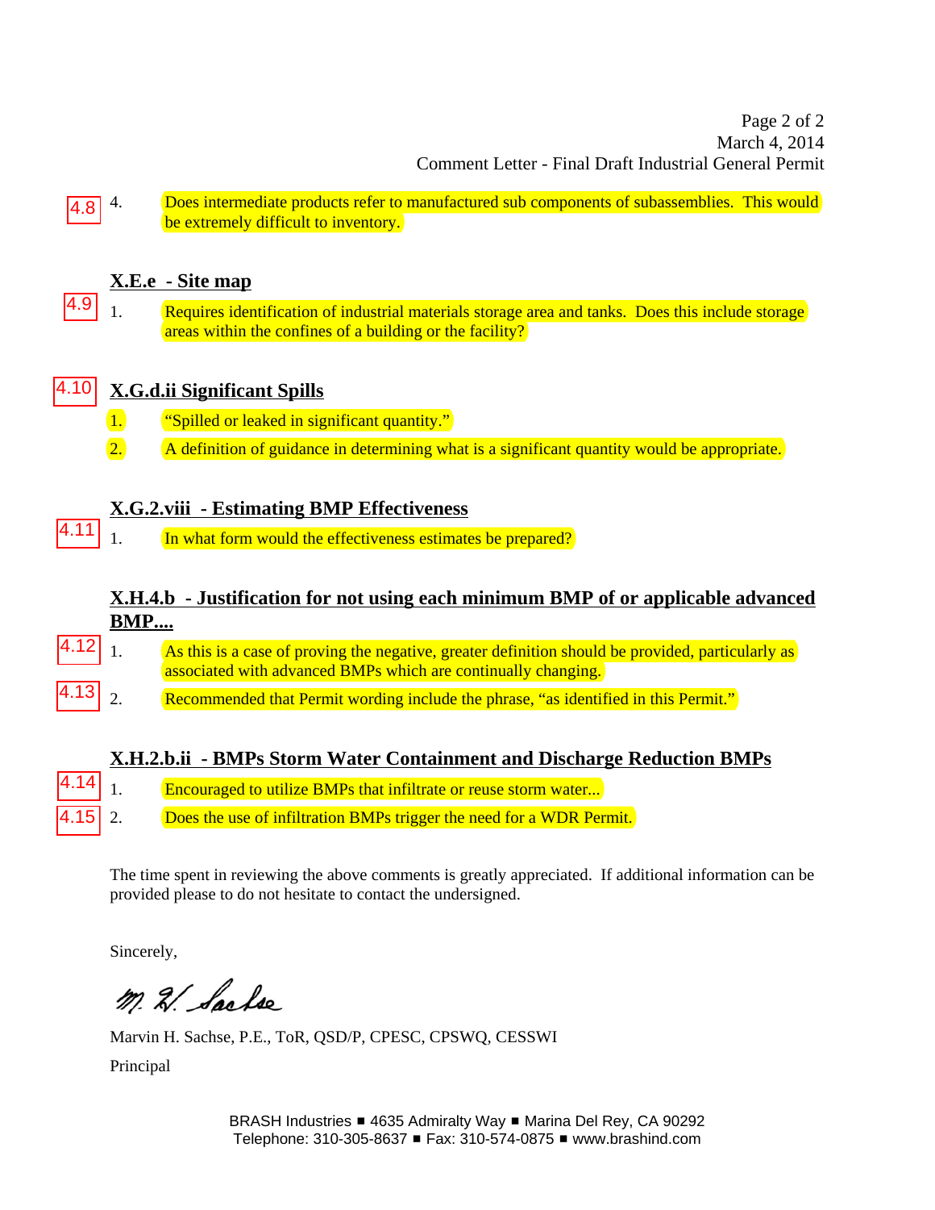4.8 4. Does intermediate products refer to manufactured sub components of subassemblies. This would be extremely difficult to inventory.

**X.E.e - Site map**

4.9 1. Requires identification of industrial materials storage area and tanks. Does this include storage areas within the confines of a building or the facility?

4.10 **X.G.d.ii Significant Spills**

1. "Spilled or leaked in significant quantity."
2. A definition of guidance in determining what is a significant quantity would be appropriate.

**X.G.2.viii - Estimating BMP Effectiveness**

4.11 1. In what form would the effectiveness estimates be prepared?

**X.H.4.b - Justification for not using each minimum BMP of or applicable advanced BMP....**

4.12 1. As this is a case of proving the negative, greater definition should be provided, particularly as associated with advanced BMPs which are continually changing.

4.13 2. Recommended that Permit wording include the phrase, "as identified in this Permit."

**X.H.2.b.ii - BMPs Storm Water Containment and Discharge Reduction BMPs**

4.14 1. Encouraged to utilize BMPs that infiltrate or reuse storm water...

4.15 2. Does the use of infiltration BMPs trigger the need for a WDR Permit.

The time spent in reviewing the above comments is greatly appreciated. If additional information can be provided please to do not hesitate to contact the undersigned.

Sincerely,

M. H. Sachse

Marvin H. Sachse, P.E., ToR, QSD/P, CPESC, CPSWQ, CESSWI

Principal

BRASH Industries ■ 4635 Admiralty Way ■ Marina Del Rey, CA 90292
Telephone: 310-305-8637 ■ Fax: 310-574-0875 ■ www.brashind.com